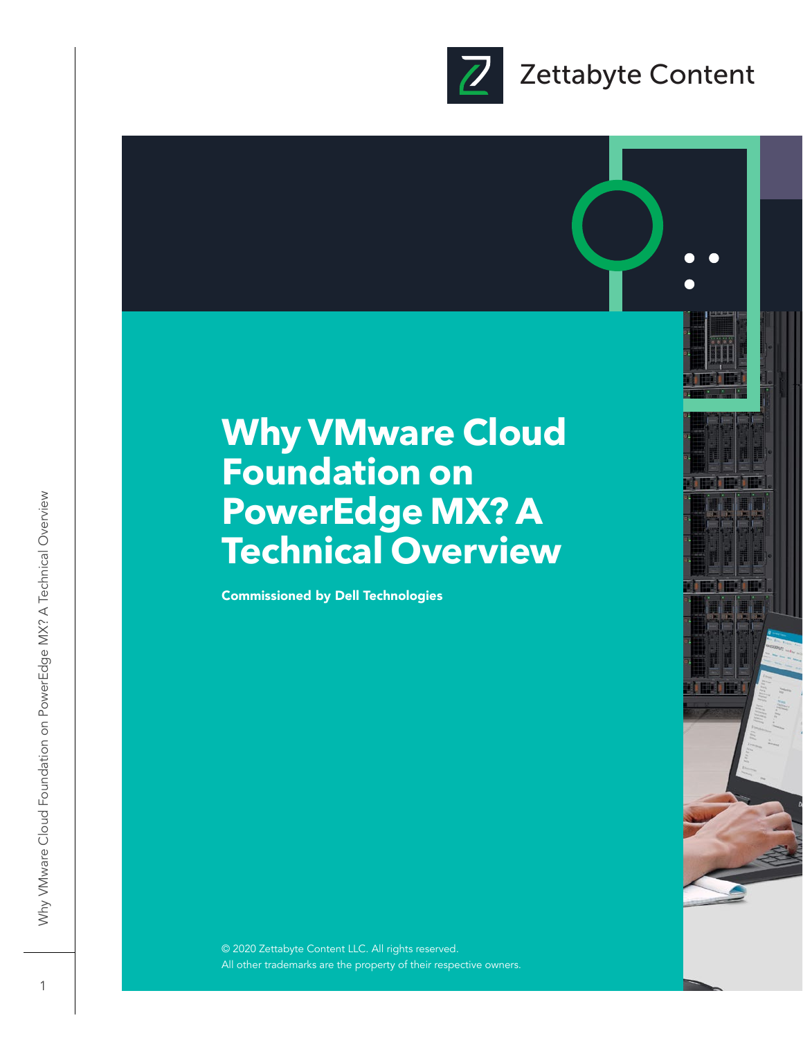Zettabyte Content

# Why VMware Cloud Foundation on PowerEdge MX? A Technical Overview

**Commissioned by Dell Technologies**

© 2020 Zettabyte Content LLC. All rights reserved.
All other trademarks are the property of their respective owners.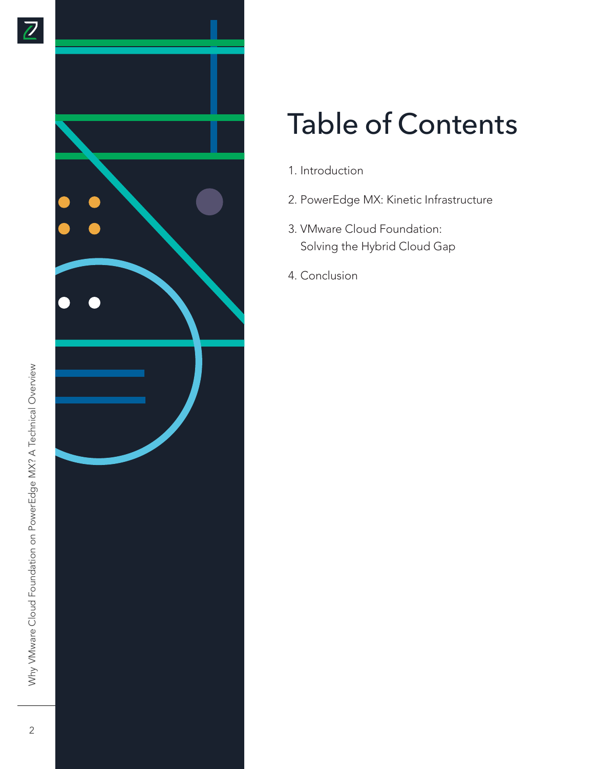# Table of Contents

1. Introduction
2. PowerEdge MX: Kinetic Infrastructure
3. VMware Cloud Foundation: Solving the Hybrid Cloud Gap
4. Conclusion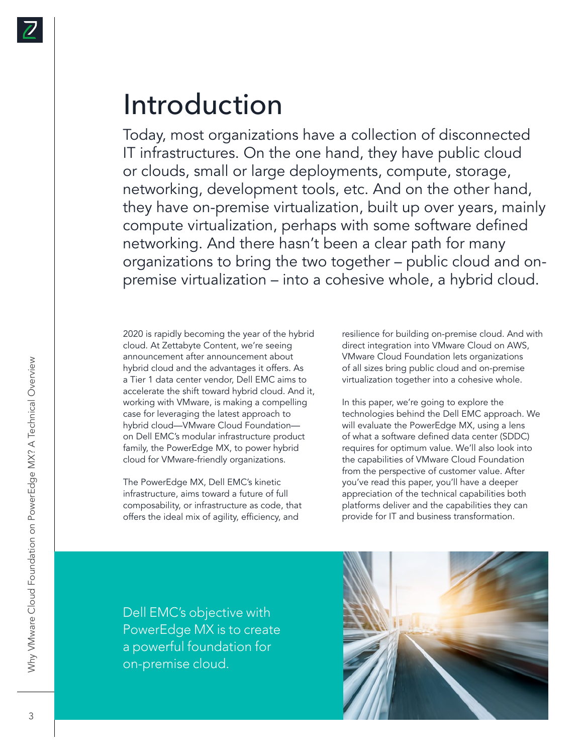# Introduction

Today, most organizations have a collection of disconnected IT infrastructures. On the one hand, they have public cloud or clouds, small or large deployments, compute, storage, networking, development tools, etc. And on the other hand, they have on-premise virtualization, built up over years, mainly compute virtualization, perhaps with some software defined networking. And there hasn't been a clear path for many organizations to bring the two together – public cloud and on-premise virtualization – into a cohesive whole, a hybrid cloud.

2020 is rapidly becoming the year of the hybrid cloud. At Zettabyte Content, we're seeing announcement after announcement about hybrid cloud and the advantages it offers. As a Tier 1 data center vendor, Dell EMC aims to accelerate the shift toward hybrid cloud. And it, working with VMware, is making a compelling case for leveraging the latest approach to hybrid cloud—VMware Cloud Foundation—on Dell EMC's modular infrastructure product family, the PowerEdge MX, to power hybrid cloud for VMware-friendly organizations.

The PowerEdge MX, Dell EMC's kinetic infrastructure, aims toward a future of full composability, or infrastructure as code, that offers the ideal mix of agility, efficiency, and resilience for building on-premise cloud. And with direct integration into VMware Cloud on AWS, VMware Cloud Foundation lets organizations of all sizes bring public cloud and on-premise virtualization together into a cohesive whole.

In this paper, we're going to explore the technologies behind the Dell EMC approach. We will evaluate the PowerEdge MX, using a lens of what a software defined data center (SDDC) requires for optimum value. We'll also look into the capabilities of VMware Cloud Foundation from the perspective of customer value. After you've read this paper, you'll have a deeper appreciation of the technical capabilities both platforms deliver and the capabilities they can provide for IT and business transformation.

Dell EMC's objective with PowerEdge MX is to create a powerful foundation for on-premise cloud.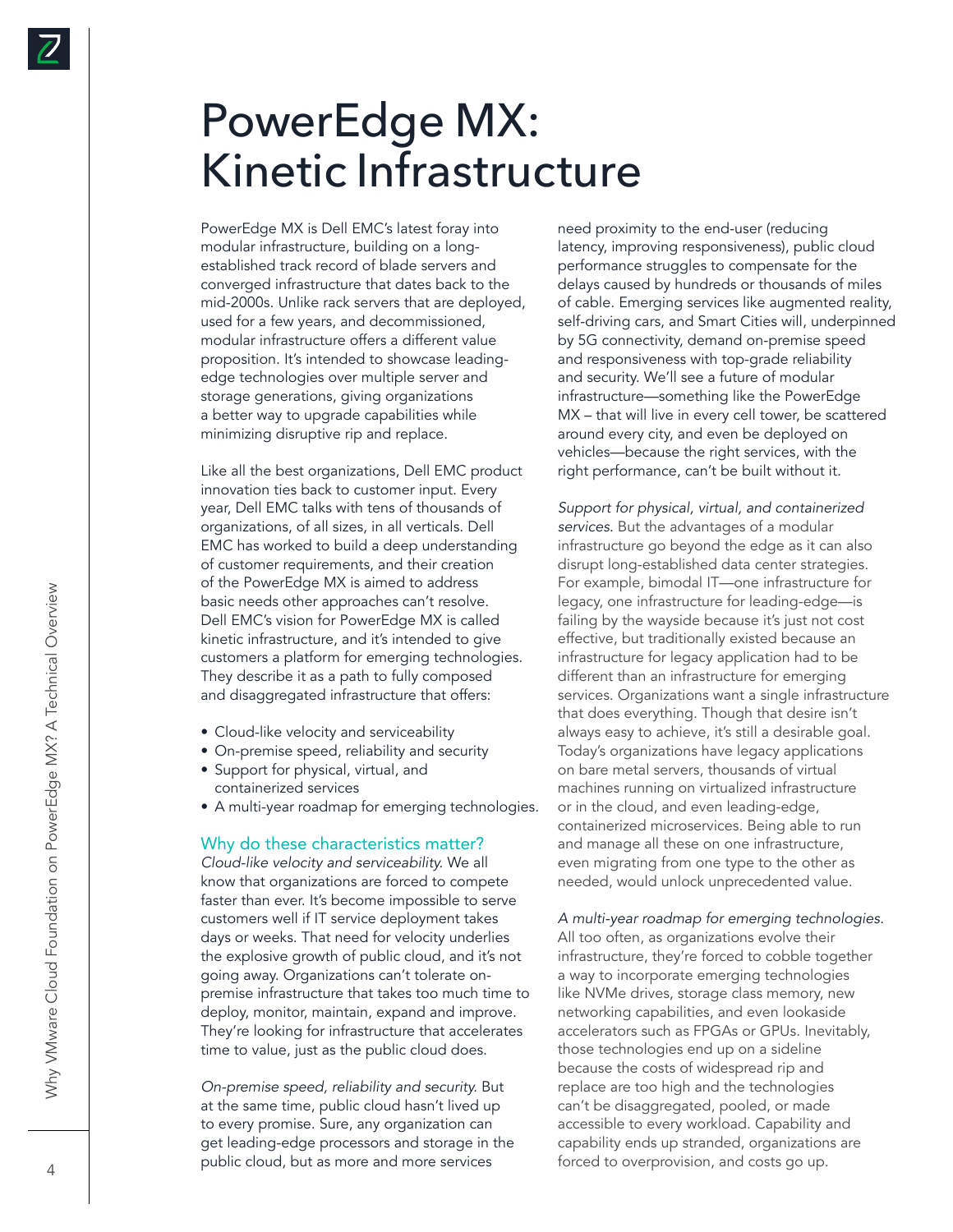# PowerEdge MX: Kinetic Infrastructure

PowerEdge MX is Dell EMC's latest foray into modular infrastructure, building on a long-established track record of blade servers and converged infrastructure that dates back to the mid-2000s. Unlike rack servers that are deployed, used for a few years, and decommissioned, modular infrastructure offers a different value proposition. It's intended to showcase leading-edge technologies over multiple server and storage generations, giving organizations a better way to upgrade capabilities while minimizing disruptive rip and replace.

Like all the best organizations, Dell EMC product innovation ties back to customer input. Every year, Dell EMC talks with tens of thousands of organizations, of all sizes, in all verticals. Dell EMC has worked to build a deep understanding of customer requirements, and their creation of the PowerEdge MX is aimed to address basic needs other approaches can't resolve. Dell EMC's vision for PowerEdge MX is called kinetic infrastructure, and it's intended to give customers a platform for emerging technologies. They describe it as a path to fully composed and disaggregated infrastructure that offers:

- Cloud-like velocity and serviceability
- On-premise speed, reliability and security
- Support for physical, virtual, and containerized services
- A multi-year roadmap for emerging technologies.

## Why do these characteristics matter?

*Cloud-like velocity and serviceability.* We all know that organizations are forced to compete faster than ever. It's become impossible to serve customers well if IT service deployment takes days or weeks. That need for velocity underlies the explosive growth of public cloud, and it's not going away. Organizations can't tolerate on-premise infrastructure that takes too much time to deploy, monitor, maintain, expand and improve. They're looking for infrastructure that accelerates time to value, just as the public cloud does.

*On-premise speed, reliability and security.* But at the same time, public cloud hasn't lived up to every promise. Sure, any organization can get leading-edge processors and storage in the public cloud, but as more and more services need proximity to the end-user (reducing latency, improving responsiveness), public cloud performance struggles to compensate for the delays caused by hundreds or thousands of miles of cable. Emerging services like augmented reality, self-driving cars, and Smart Cities will, underpinned by 5G connectivity, demand on-premise speed and responsiveness with top-grade reliability and security. We'll see a future of modular infrastructure—something like the PowerEdge MX – that will live in every cell tower, be scattered around every city, and even be deployed on vehicles—because the right services, with the right performance, can't be built without it.

*Support for physical, virtual, and containerized services.* But the advantages of a modular infrastructure go beyond the edge as it can also disrupt long-established data center strategies. For example, bimodal IT—one infrastructure for legacy, one infrastructure for leading-edge—is failing by the wayside because it's just not cost effective, but traditionally existed because an infrastructure for legacy application had to be different than an infrastructure for emerging services. Organizations want a single infrastructure that does everything. Though that desire isn't always easy to achieve, it's still a desirable goal. Today's organizations have legacy applications on bare metal servers, thousands of virtual machines running on virtualized infrastructure or in the cloud, and even leading-edge, containerized microservices. Being able to run and manage all these on one infrastructure, even migrating from one type to the other as needed, would unlock unprecedented value.

*A multi-year roadmap for emerging technologies.* All too often, as organizations evolve their infrastructure, they're forced to cobble together a way to incorporate emerging technologies like NVMe drives, storage class memory, new networking capabilities, and even lookaside accelerators such as FPGAs or GPUs. Inevitably, those technologies end up on a sideline because the costs of widespread rip and replace are too high and the technologies can't be disaggregated, pooled, or made accessible to every workload. Capability and capability ends up stranded, organizations are forced to overprovision, and costs go up.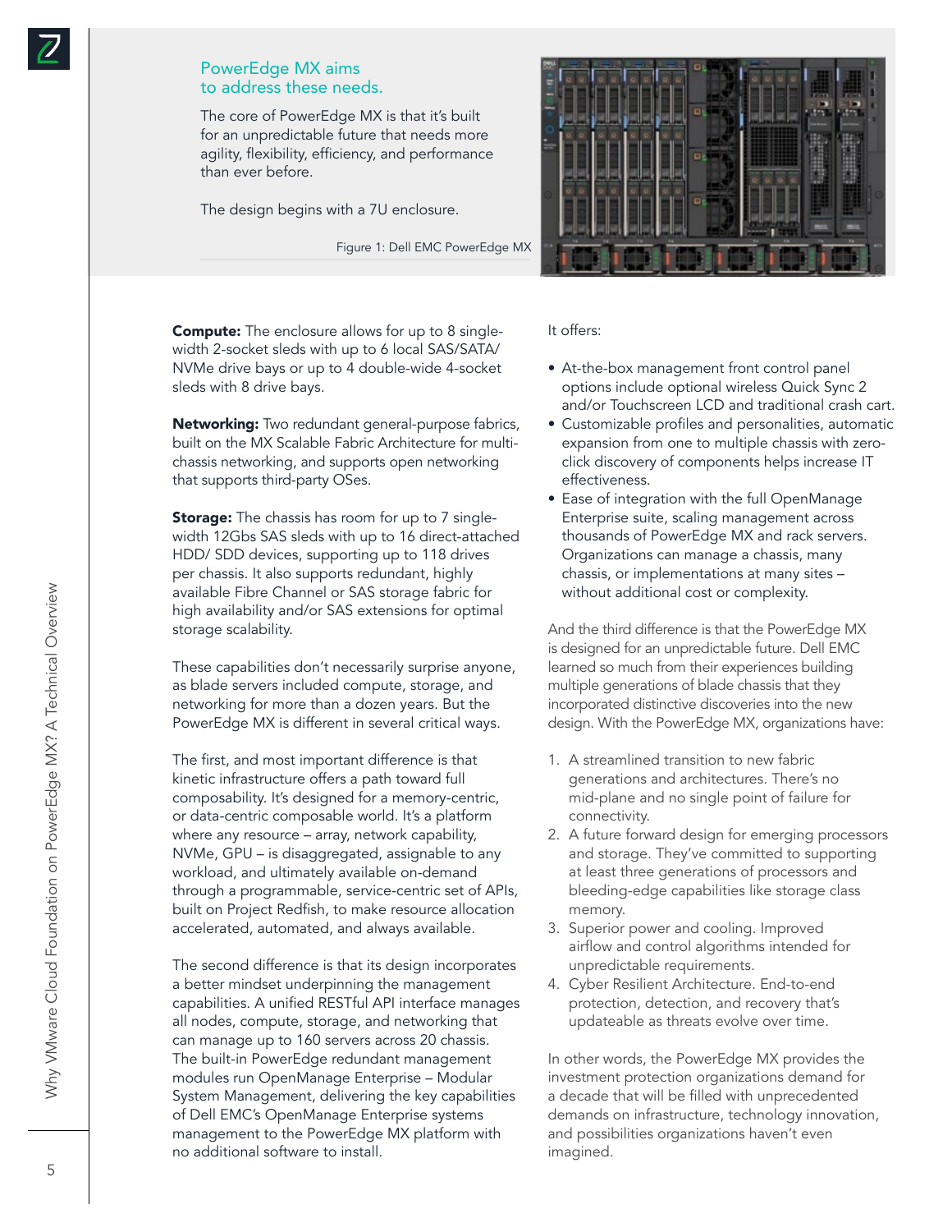## PowerEdge MX aims to address these needs.

The core of PowerEdge MX is that it's built for an unpredictable future that needs more agility, flexibility, efficiency, and performance than ever before.

The design begins with a 7U enclosure.

Figure 1: Dell EMC PowerEdge MX

**Compute:** The enclosure allows for up to 8 single-width 2-socket sleds with up to 6 local SAS/SATA/NVMe drive bays or up to 4 double-wide 4-socket sleds with 8 drive bays.

**Networking:** Two redundant general-purpose fabrics, built on the MX Scalable Fabric Architecture for multi-chassis networking, and supports open networking that supports third-party OSes.

**Storage:** The chassis has room for up to 7 single-width 12Gbs SAS sleds with up to 16 direct-attached HDD/ SDD devices, supporting up to 118 drives per chassis. It also supports redundant, highly available Fibre Channel or SAS storage fabric for high availability and/or SAS extensions for optimal storage scalability.

These capabilities don't necessarily surprise anyone, as blade servers included compute, storage, and networking for more than a dozen years. But the PowerEdge MX is different in several critical ways.

The first, and most important difference is that kinetic infrastructure offers a path toward full composability. It's designed for a memory-centric, or data-centric composable world. It's a platform where any resource – array, network capability, NVMe, GPU – is disaggregated, assignable to any workload, and ultimately available on-demand through a programmable, service-centric set of APIs, built on Project Redfish, to make resource allocation accelerated, automated, and always available.

The second difference is that its design incorporates a better mindset underpinning the management capabilities. A unified RESTful API interface manages all nodes, compute, storage, and networking that can manage up to 160 servers across 20 chassis. The built-in PowerEdge redundant management modules run OpenManage Enterprise – Modular System Management, delivering the key capabilities of Dell EMC's OpenManage Enterprise systems management to the PowerEdge MX platform with no additional software to install.

It offers:

- At-the-box management front control panel options include optional wireless Quick Sync 2 and/or Touchscreen LCD and traditional crash cart.
- Customizable profiles and personalities, automatic expansion from one to multiple chassis with zero-click discovery of components helps increase IT effectiveness.
- Ease of integration with the full OpenManage Enterprise suite, scaling management across thousands of PowerEdge MX and rack servers. Organizations can manage a chassis, many chassis, or implementations at many sites – without additional cost or complexity.

And the third difference is that the PowerEdge MX is designed for an unpredictable future. Dell EMC learned so much from their experiences building multiple generations of blade chassis that they incorporated distinctive discoveries into the new design. With the PowerEdge MX, organizations have:

1. A streamlined transition to new fabric generations and architectures. There's no mid-plane and no single point of failure for connectivity.
2. A future forward design for emerging processors and storage. They've committed to supporting at least three generations of processors and bleeding-edge capabilities like storage class memory.
3. Superior power and cooling. Improved airflow and control algorithms intended for unpredictable requirements.
4. Cyber Resilient Architecture. End-to-end protection, detection, and recovery that's updateable as threats evolve over time.

In other words, the PowerEdge MX provides the investment protection organizations demand for a decade that will be filled with unprecedented demands on infrastructure, technology innovation, and possibilities organizations haven't even imagined.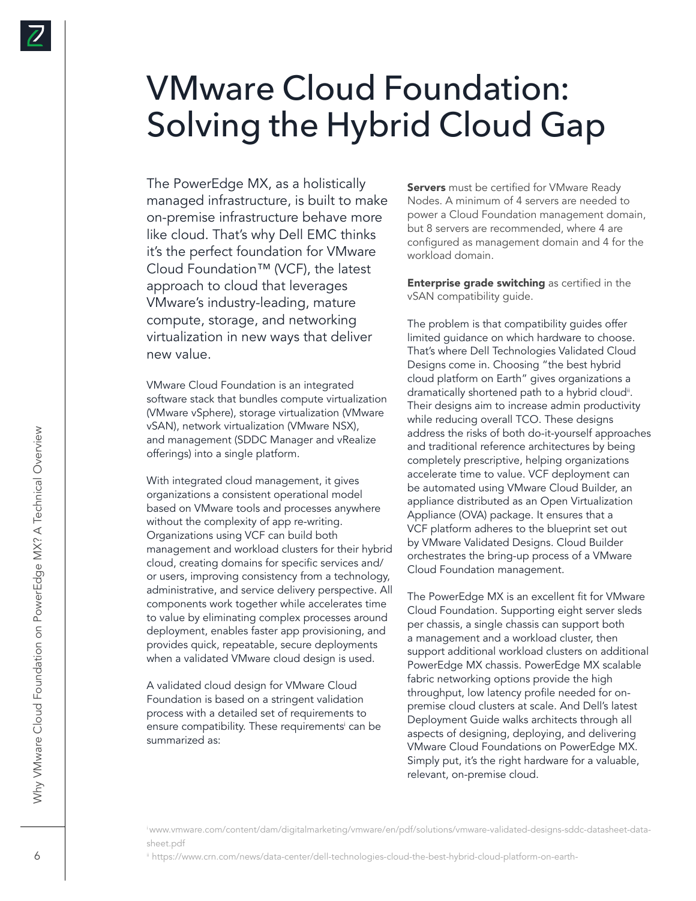# VMware Cloud Foundation: Solving the Hybrid Cloud Gap

The PowerEdge MX, as a holistically managed infrastructure, is built to make on-premise infrastructure behave more like cloud. That's why Dell EMC thinks it's the perfect foundation for VMware Cloud Foundation™ (VCF), the latest approach to cloud that leverages VMware's industry-leading, mature compute, storage, and networking virtualization in new ways that deliver new value.

VMware Cloud Foundation is an integrated software stack that bundles compute virtualization (VMware vSphere), storage virtualization (VMware vSAN), network virtualization (VMware NSX), and management (SDDC Manager and vRealize offerings) into a single platform.

With integrated cloud management, it gives organizations a consistent operational model based on VMware tools and processes anywhere without the complexity of app re-writing. Organizations using VCF can build both management and workload clusters for their hybrid cloud, creating domains for specific services and/or users, improving consistency from a technology, administrative, and service delivery perspective. All components work together while accelerates time to value by eliminating complex processes around deployment, enables faster app provisioning, and provides quick, repeatable, secure deployments when a validated VMware cloud design is used.

A validated cloud design for VMware Cloud Foundation is based on a stringent validation process with a detailed set of requirements to ensure compatibility. These requirements[i] can be summarized as:

**Servers** must be certified for VMware Ready Nodes. A minimum of 4 servers are needed to power a Cloud Foundation management domain, but 8 servers are recommended, where 4 are configured as management domain and 4 for the workload domain.

**Enterprise grade switching** as certified in the vSAN compatibility guide.

The problem is that compatibility guides offer limited guidance on which hardware to choose. That's where Dell Technologies Validated Cloud Designs come in. Choosing "the best hybrid cloud platform on Earth" gives organizations a dramatically shortened path to a hybrid cloud[ii]. Their designs aim to increase admin productivity while reducing overall TCO. These designs address the risks of both do-it-yourself approaches and traditional reference architectures by being completely prescriptive, helping organizations accelerate time to value. VCF deployment can be automated using VMware Cloud Builder, an appliance distributed as an Open Virtualization Appliance (OVA) package. It ensures that a VCF platform adheres to the blueprint set out by VMware Validated Designs. Cloud Builder orchestrates the bring-up process of a VMware Cloud Foundation management.

The PowerEdge MX is an excellent fit for VMware Cloud Foundation. Supporting eight server sleds per chassis, a single chassis can support both a management and a workload cluster, then support additional workload clusters on additional PowerEdge MX chassis. PowerEdge MX scalable fabric networking options provide the high throughput, low latency profile needed for on-premise cloud clusters at scale. And Dell's latest Deployment Guide walks architects through all aspects of designing, deploying, and delivering VMware Cloud Foundations on PowerEdge MX. Simply put, it's the right hardware for a valuable, relevant, on-premise cloud.

[i] www.vmware.com/content/dam/digitalmarketing/vmware/en/pdf/solutions/vmware-validated-designs-sddc-datasheet-data-sheet.pdf

[ii] https://www.crn.com/news/data-center/dell-technologies-cloud-the-best-hybrid-cloud-platform-on-earth-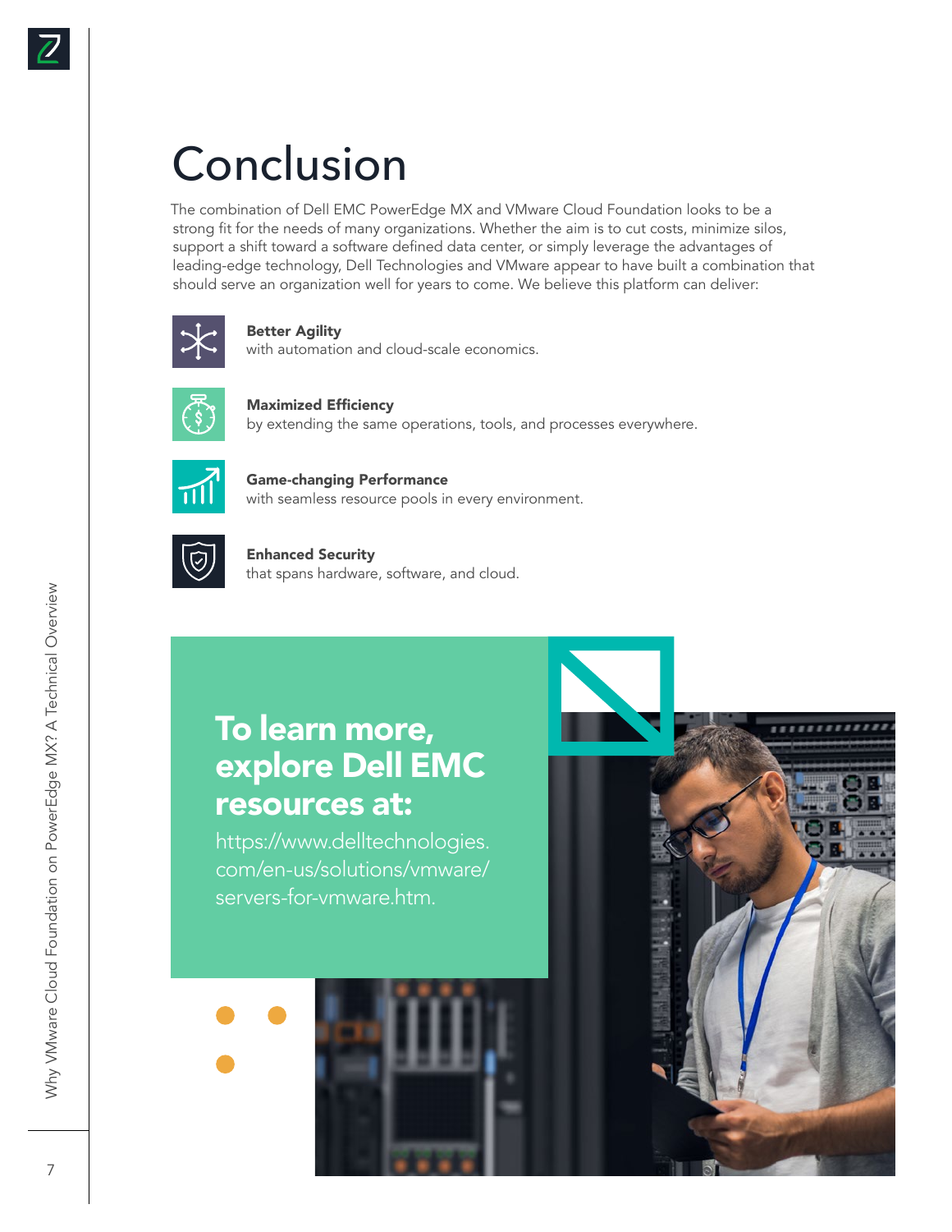# Conclusion

The combination of Dell EMC PowerEdge MX and VMware Cloud Foundation looks to be a strong fit for the needs of many organizations. Whether the aim is to cut costs, minimize silos, support a shift toward a software defined data center, or simply leverage the advantages of leading-edge technology, Dell Technologies and VMware appear to have built a combination that should serve an organization well for years to come. We believe this platform can deliver:

**Better Agility**
with automation and cloud-scale economics.

**Maximized Efficiency**
by extending the same operations, tools, and processes everywhere.

**Game-changing Performance**
with seamless resource pools in every environment.

**Enhanced Security**
that spans hardware, software, and cloud.

## To learn more, explore Dell EMC resources at:

https://www.delltechnologies.com/en-us/solutions/vmware/servers-for-vmware.htm.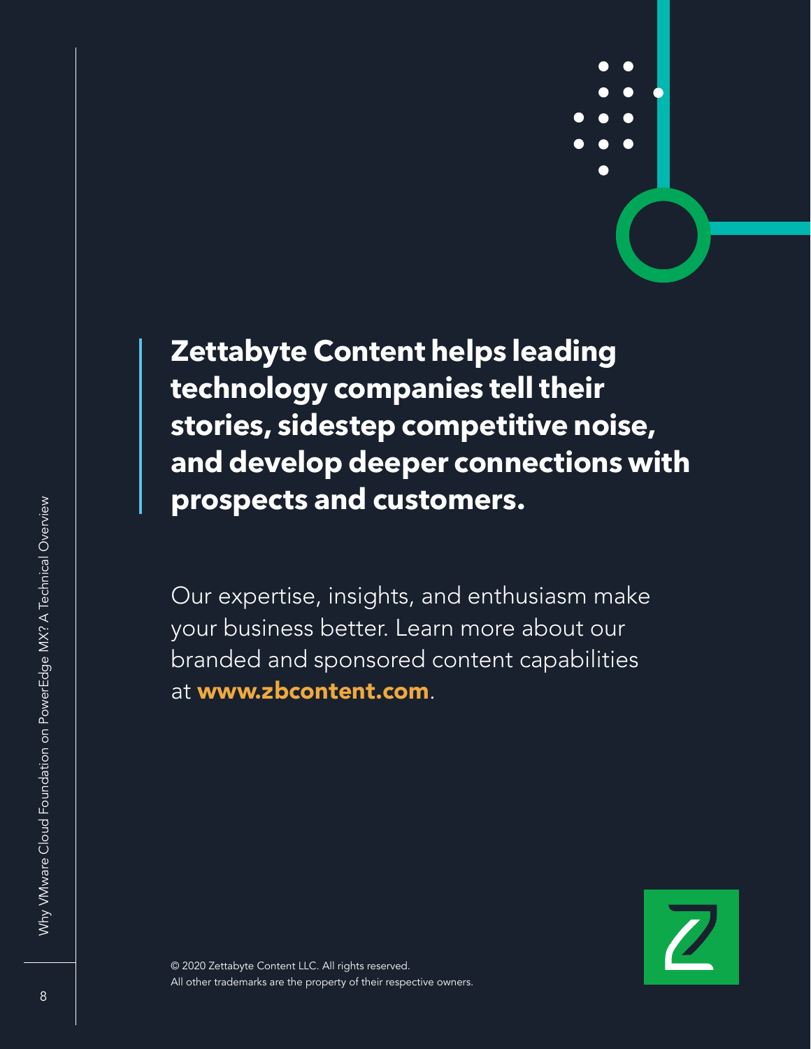**Zettabyte Content helps leading technology companies tell their stories, sidestep competitive noise, and develop deeper connections with prospects and customers.**

Our expertise, insights, and enthusiasm make your business better. Learn more about our branded and sponsored content capabilities at **www.zbcontent.com**.

© 2020 Zettabyte Content LLC. All rights reserved.
All other trademarks are the property of their respective owners.